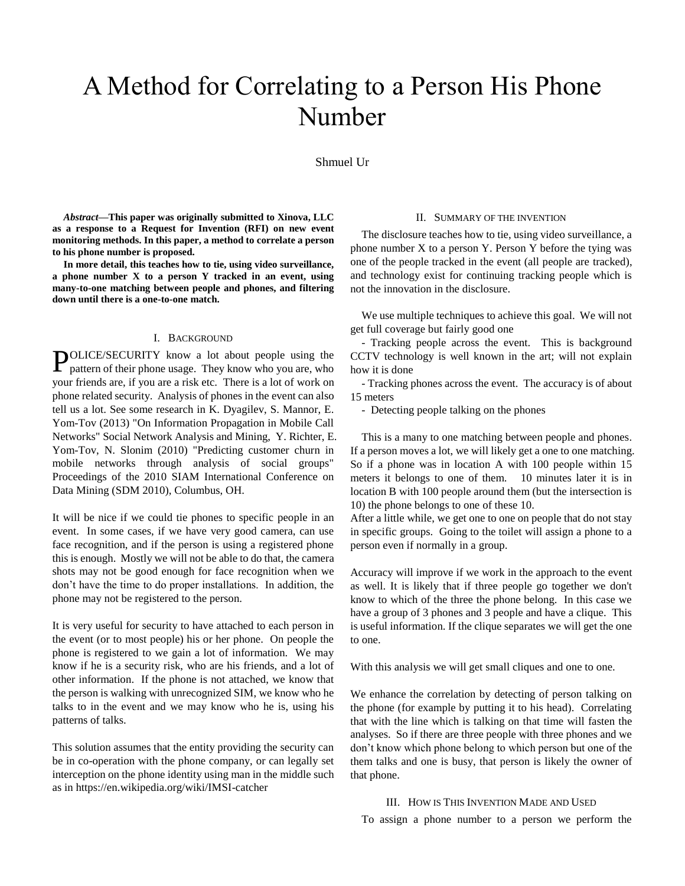# A Method for Correlating to a Person His Phone Number

Shmuel Ur

***Abstract*—This paper was originally submitted to Xinova, LLC as a response to a Request for Invention (RFI) on new event monitoring methods. In this paper, a method to correlate a person to his phone number is proposed.**

**In more detail, this teaches how to tie, using video surveillance, a phone number X to a person Y tracked in an event, using many-to-one matching between people and phones, and filtering down until there is a one-to-one match.**

## I. Background

POLICE/SECURITY know a lot about people using the pattern of their phone usage. They know who you are, who your friends are, if you are a risk etc. There is a lot of work on phone related security. Analysis of phones in the event can also tell us a lot. See some research in K. Dyagilev, S. Mannor, E. Yom-Tov (2013) "On Information Propagation in Mobile Call Networks" Social Network Analysis and Mining, Y. Richter, E. Yom-Tov, N. Slonim (2010) "Predicting customer churn in mobile networks through analysis of social groups" Proceedings of the 2010 SIAM International Conference on Data Mining (SDM 2010), Columbus, OH.

It will be nice if we could tie phones to specific people in an event. In some cases, if we have very good camera, can use face recognition, and if the person is using a registered phone this is enough. Mostly we will not be able to do that, the camera shots may not be good enough for face recognition when we don't have the time to do proper installations. In addition, the phone may not be registered to the person.

It is very useful for security to have attached to each person in the event (or to most people) his or her phone. On people the phone is registered to we gain a lot of information. We may know if he is a security risk, who are his friends, and a lot of other information. If the phone is not attached, we know that the person is walking with unrecognized SIM, we know who he talks to in the event and we may know who he is, using his patterns of talks.

This solution assumes that the entity providing the security can be in co-operation with the phone company, or can legally set interception on the phone identity using man in the middle such as in https://en.wikipedia.org/wiki/IMSI-catcher

## II. Summary of the Invention

The disclosure teaches how to tie, using video surveillance, a phone number X to a person Y. Person Y before the tying was one of the people tracked in the event (all people are tracked), and technology exist for continuing tracking people which is not the innovation in the disclosure.

We use multiple techniques to achieve this goal. We will not get full coverage but fairly good one

- Tracking people across the event. This is background CCTV technology is well known in the art; will not explain how it is done
- Tracking phones across the event. The accuracy is of about 15 meters
- Detecting people talking on the phones

This is a many to one matching between people and phones. If a person moves a lot, we will likely get a one to one matching. So if a phone was in location A with 100 people within 15 meters it belongs to one of them. 10 minutes later it is in location B with 100 people around them (but the intersection is 10) the phone belongs to one of these 10.

After a little while, we get one to one on people that do not stay in specific groups. Going to the toilet will assign a phone to a person even if normally in a group.

Accuracy will improve if we work in the approach to the event as well. It is likely that if three people go together we don't know to which of the three the phone belong. In this case we have a group of 3 phones and 3 people and have a clique. This is useful information. If the clique separates we will get the one to one.

With this analysis we will get small cliques and one to one.

We enhance the correlation by detecting of person talking on the phone (for example by putting it to his head). Correlating that with the line which is talking on that time will fasten the analyses. So if there are three people with three phones and we don't know which phone belong to which person but one of the them talks and one is busy, that person is likely the owner of that phone.

## III. How is This Invention Made and Used

To assign a phone number to a person we perform the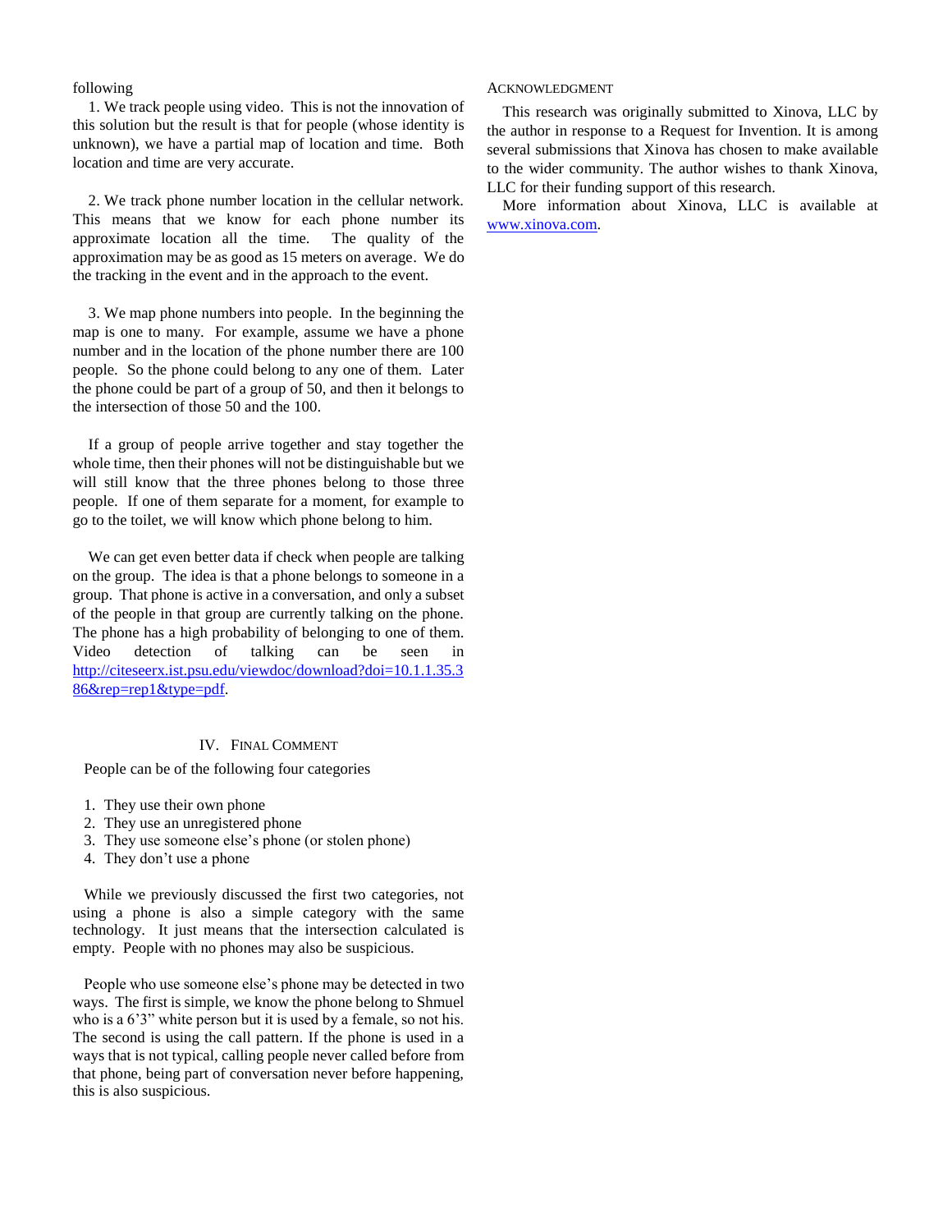following

1. We track people using video. This is not the innovation of this solution but the result is that for people (whose identity is unknown), we have a partial map of location and time. Both location and time are very accurate.

2. We track phone number location in the cellular network. This means that we know for each phone number its approximate location all the time. The quality of the approximation may be as good as 15 meters on average. We do the tracking in the event and in the approach to the event.

3. We map phone numbers into people. In the beginning the map is one to many. For example, assume we have a phone number and in the location of the phone number there are 100 people. So the phone could belong to any one of them. Later the phone could be part of a group of 50, and then it belongs to the intersection of those 50 and the 100.

If a group of people arrive together and stay together the whole time, then their phones will not be distinguishable but we will still know that the three phones belong to those three people. If one of them separate for a moment, for example to go to the toilet, we will know which phone belong to him.

We can get even better data if check when people are talking on the group. The idea is that a phone belongs to someone in a group. That phone is active in a conversation, and only a subset of the people in that group are currently talking on the phone. The phone has a high probability of belonging to one of them. Video detection of talking can be seen in http://citeseerx.ist.psu.edu/viewdoc/download?doi=10.1.1.35.386&rep=rep1&type=pdf.

## IV. Final Comment

People can be of the following four categories

1. They use their own phone
2. They use an unregistered phone
3. They use someone else's phone (or stolen phone)
4. They don't use a phone

While we previously discussed the first two categories, not using a phone is also a simple category with the same technology. It just means that the intersection calculated is empty. People with no phones may also be suspicious.

People who use someone else's phone may be detected in two ways. The first is simple, we know the phone belong to Shmuel who is a 6'3" white person but it is used by a female, so not his. The second is using the call pattern. If the phone is used in a ways that is not typical, calling people never called before from that phone, being part of conversation never before happening, this is also suspicious.

## Acknowledgment

This research was originally submitted to Xinova, LLC by the author in response to a Request for Invention. It is among several submissions that Xinova has chosen to make available to the wider community. The author wishes to thank Xinova, LLC for their funding support of this research.

More information about Xinova, LLC is available at www.xinova.com.